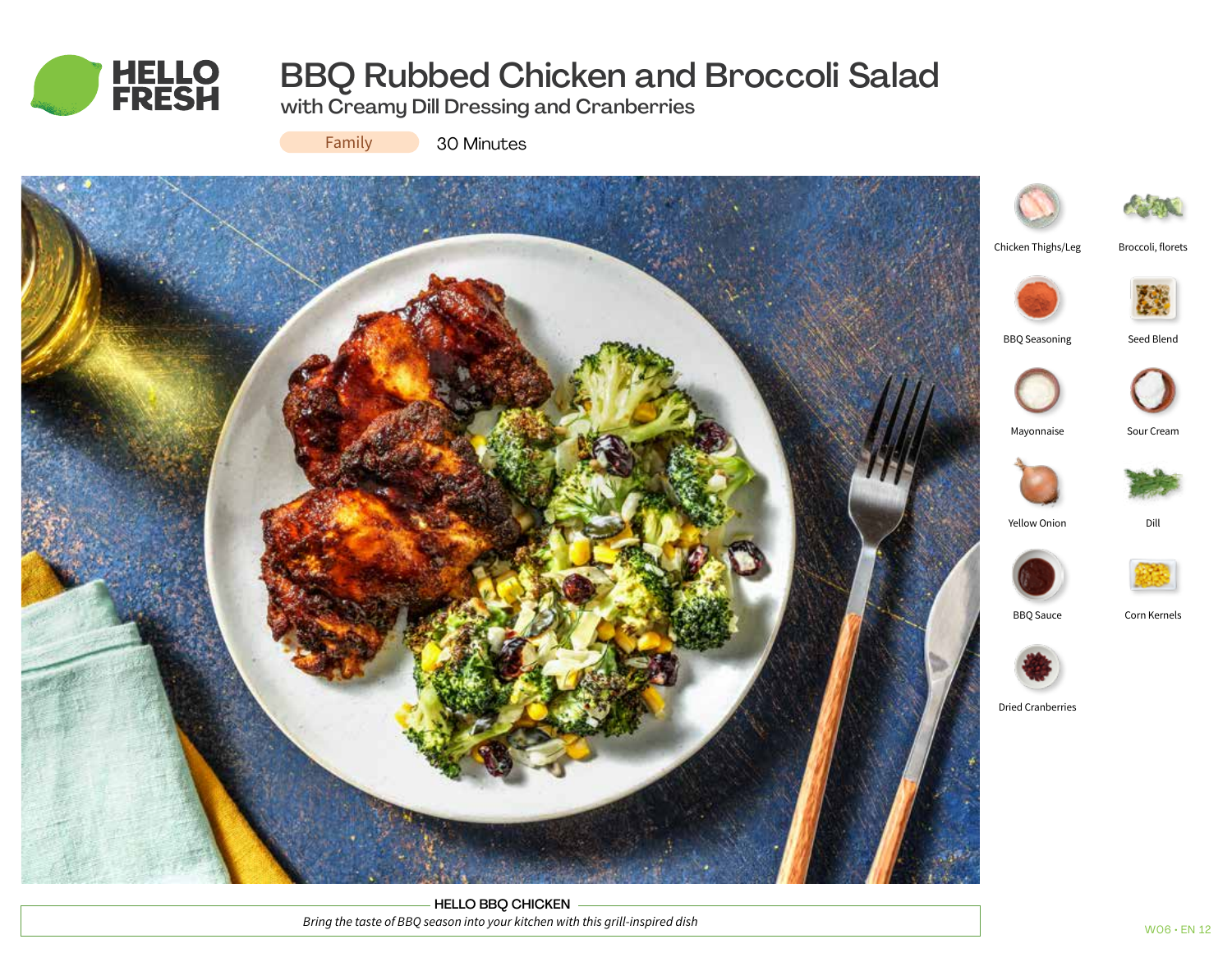# BBQ Rubbed Chicken and Broccoli Salad

## with Creamy Dill Dressing and Cranberries

Family 30 Minutes

- Chicken Thighs/Leg
- Broccoli, florets
- BBQ Seasoning
- Seed Blend
- Mayonnaise
- Sour Cream
- Yellow Onion
- Dill
- BBQ Sauce
- Corn Kernels
- Dried Cranberries

**HELLO BBQ CHICKEN**

*Bring the taste of BBQ season into your kitchen with this grill-inspired dish*

W06 • EN 12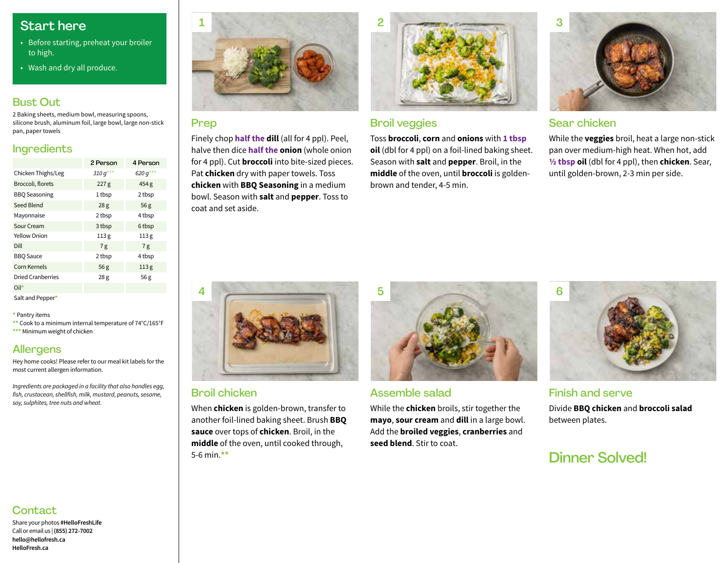## Start here

- Before starting, preheat your broiler to high.
- Wash and dry all produce.

## Bust Out

2 Baking sheets, medium bowl, measuring spoons, silicone brush, aluminum foil, large bowl, large non-stick pan, paper towels

## Ingredients

| | 2 Person | 4 Person |
|---|---|---|
| Chicken Thighs/Leg | *310 g\*\*\** | *620 g\*\*\** |
| Broccoli, florets | 227 g | 454 g |
| BBQ Seasoning | 1 tbsp | 2 tbsp |
| Seed Blend | 28 g | 56 g |
| Mayonnaise | 2 tbsp | 4 tbsp |
| Sour Cream | 3 tbsp | 6 tbsp |
| Yellow Onion | 113 g | 113 g |
| Dill | 7 g | 7 g |
| BBQ Sauce | 2 tbsp | 4 tbsp |
| Corn Kernels | 56 g | 113 g |
| Dried Cranberries | 28 g | 56 g |
| Oil* | | |
| Salt and Pepper* | | |

\* Pantry items
\*\* Cook to a minimum internal temperature of 74°C/165°F
\*\*\* Minimum weight of chicken

## Allergens

Hey home cooks! Please refer to our meal kit labels for the most current allergen information.

*Ingredients are packaged in a facility that also handles egg, fish, crustacean, shellfish, milk, mustard, peanuts, sesame, soy, sulphites, tree nuts and wheat.*

## Contact

Share your photos **#HelloFreshLife**
Call or email us | **(855) 272-7002**
**hello@hellofresh.ca**
**HelloFresh.ca**

### 1 Prep

Finely chop **half the dill** (all for 4 ppl). Peel, halve then dice **half the onion** (whole onion for 4 ppl). Cut **broccoli** into bite-sized pieces. Pat **chicken** dry with paper towels. Toss **chicken** with **BBQ Seasoning** in a medium bowl. Season with **salt** and **pepper**. Toss to coat and set aside.

### 2 Broil veggies

Toss **broccoli**, **corn** and **onions** with **1 tbsp oil** (dbl for 4 ppl) on a foil-lined baking sheet. Season with **salt** and **pepper**. Broil, in the **middle** of the oven, until **broccoli** is golden-brown and tender, 4-5 min.

### 3 Sear chicken

While the **veggies** broil, heat a large non-stick pan over medium-high heat. When hot, add **½ tbsp oil** (dbl for 4 ppl), then **chicken**. Sear, until golden-brown, 2-3 min per side.

### 4 Broil chicken

When **chicken** is golden-brown, transfer to another foil-lined baking sheet. Brush **BBQ sauce** over tops of **chicken**. Broil, in the **middle** of the oven, until cooked through, 5-6 min.\*\*

### 5 Assemble salad

While the **chicken** broils, stir together the **mayo**, **sour cream** and **dill** in a large bowl. Add the **broiled veggies**, **cranberries** and **seed blend**. Stir to coat.

### 6 Finish and serve

Divide **BBQ chicken** and **broccoli salad** between plates.

## Dinner Solved!